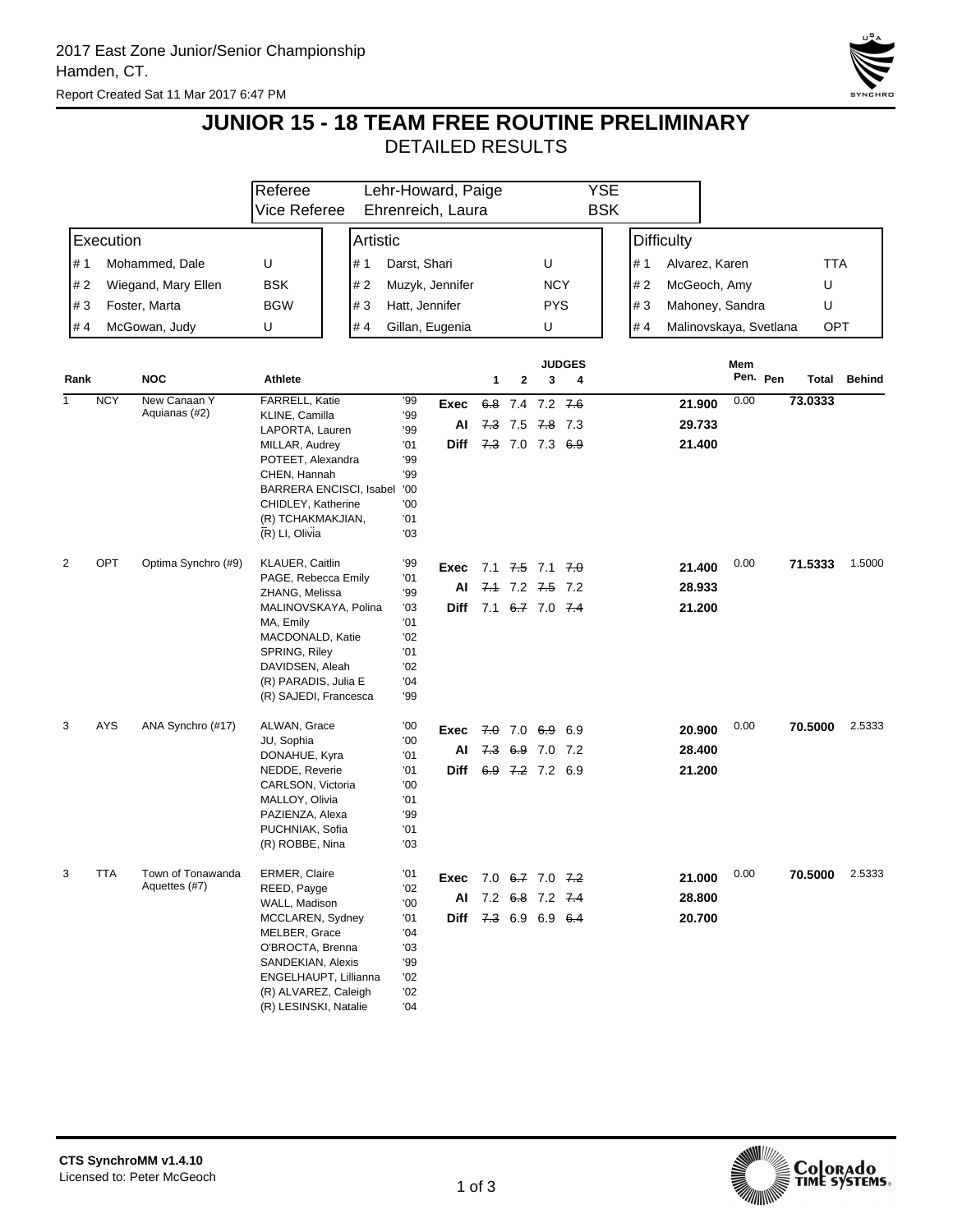2017 East Zone Junior/Senior Championship
Hamden, CT.
Report Created Sat 11 Mar 2017 6:47 PM

# JUNIOR 15 - 18 TEAM FREE ROUTINE PRELIMINARY

## DETAILED RESULTS

| | | |
|---|---|---|
| Referee | Lehr-Howard, Paige | YSE |
| Vice Referee | Ehrenreich, Laura | BSK |

| Execution | | | Artistic | | | Difficulty | | |
|---|---|---|---|---|---|---|---|---|
| # 1 | Mohammed, Dale | U | # 1 | Darst, Shari | U | # 1 | Alvarez, Karen | TTA |
| # 2 | Wiegand, Mary Ellen | BSK | # 2 | Muzyk, Jennifer | NCY | # 2 | McGeoch, Amy | U |
| # 3 | Foster, Marta | BGW | # 3 | Hatt, Jennifer | PYS | # 3 | Mahoney, Sandra | U |
| # 4 | McGowan, Judy | U | # 4 | Gillan, Eugenia | U | # 4 | Malinovskaya, Svetlana | OPT |

| Rank | | NOC | Athlete | | | Judge 1 | Judge 2 | Judge 3 | Judge 4 | | Mem Pen. | Pen | Total | Behind |
|---|---|---|---|---|---|---|---|---|---|---|---|---|---|---|
| 1 | NCY | New Canaan Y Aquianas (#2) | FARRELL, Katie | '99 | Exec | ~~6.8~~ | 7.4 | 7.2 | ~~7.6~~ | 21.900 | 0.00 | | 73.0333 | |
| | | | KLINE, Camilla | '99 | AI | ~~7.3~~ | 7.5 | ~~7.8~~ | 7.3 | 29.733 | | | | |
| | | | LAPORTA, Lauren | '99 | Diff | ~~7.3~~ | 7.0 | 7.3 | ~~6.9~~ | 21.400 | | | | |
| | | | MILLAR, Audrey | '01 | | | | | | | | | | |
| | | | POTEET, Alexandra | '99 | | | | | | | | | | |
| | | | CHEN, Hannah | '99 | | | | | | | | | | |
| | | | BARRERA ENCISCI, Isabel | '00 | | | | | | | | | | |
| | | | CHIDLEY, Katherine | '00 | | | | | | | | | | |
| | | | (R) TCHAKMAKJIAN, | '01 | | | | | | | | | | |
| | | | (R) LI, Olivia | '03 | | | | | | | | | | |
| 2 | OPT | Optima Synchro (#9) | KLAUER, Caitlin | '99 | Exec | 7.1 | ~~7.5~~ | 7.1 | ~~7.0~~ | 21.400 | 0.00 | | 71.5333 | 1.5000 |
| | | | PAGE, Rebecca Emily | '01 | AI | ~~7.1~~ | 7.2 | ~~7.5~~ | 7.2 | 28.933 | | | | |
| | | | ZHANG, Melissa | '99 | Diff | 7.1 | ~~6.7~~ | 7.0 | ~~7.4~~ | 21.200 | | | | |
| | | | MALINOVSKAYA, Polina | '03 | | | | | | | | | | |
| | | | MA, Emily | '01 | | | | | | | | | | |
| | | | MACDONALD, Katie | '02 | | | | | | | | | | |
| | | | SPRING, Riley | '01 | | | | | | | | | | |
| | | | DAVIDSEN, Aleah | '02 | | | | | | | | | | |
| | | | (R) PARADIS, Julia E | '04 | | | | | | | | | | |
| | | | (R) SAJEDI, Francesca | '99 | | | | | | | | | | |
| 3 | AYS | ANA Synchro (#17) | ALWAN, Grace | '00 | Exec | ~~7.0~~ | 7.0 | ~~6.9~~ | 6.9 | 20.900 | 0.00 | | 70.5000 | 2.5333 |
| | | | JU, Sophia | '00 | AI | ~~7.3~~ | ~~6.9~~ | 7.0 | 7.2 | 28.400 | | | | |
| | | | DONAHUE, Kyra | '01 | Diff | ~~6.9~~ | ~~7.2~~ | 7.2 | 6.9 | 21.200 | | | | |
| | | | NEDDE, Reverie | '01 | | | | | | | | | | |
| | | | CARLSON, Victoria | '00 | | | | | | | | | | |
| | | | MALLOY, Olivia | '01 | | | | | | | | | | |
| | | | PAZIENZA, Alexa | '99 | | | | | | | | | | |
| | | | PUCHNIAK, Sofia | '01 | | | | | | | | | | |
| | | | (R) ROBBE, Nina | '03 | | | | | | | | | | |
| 3 | TTA | Town of Tonawanda Aquettes (#7) | ERMER, Claire | '01 | Exec | 7.0 | ~~6.7~~ | 7.0 | ~~7.2~~ | 21.000 | 0.00 | | 70.5000 | 2.5333 |
| | | | REED, Payge | '02 | AI | 7.2 | ~~6.8~~ | 7.2 | ~~7.4~~ | 28.800 | | | | |
| | | | WALL, Madison | '00 | Diff | ~~7.3~~ | 6.9 | 6.9 | ~~6.4~~ | 20.700 | | | | |
| | | | MCCLAREN, Sydney | '01 | | | | | | | | | | |
| | | | MELBER, Grace | '04 | | | | | | | | | | |
| | | | O'BROCTA, Brenna | '03 | | | | | | | | | | |
| | | | SANDEKIAN, Alexis | '99 | | | | | | | | | | |
| | | | ENGELHAUPT, Lillianna | '02 | | | | | | | | | | |
| | | | (R) ALVAREZ, Caleigh | '02 | | | | | | | | | | |
| | | | (R) LESINSKI, Natalie | '04 | | | | | | | | | | |

CTS SynchroMM v1.4.10
Licensed to: Peter McGeoch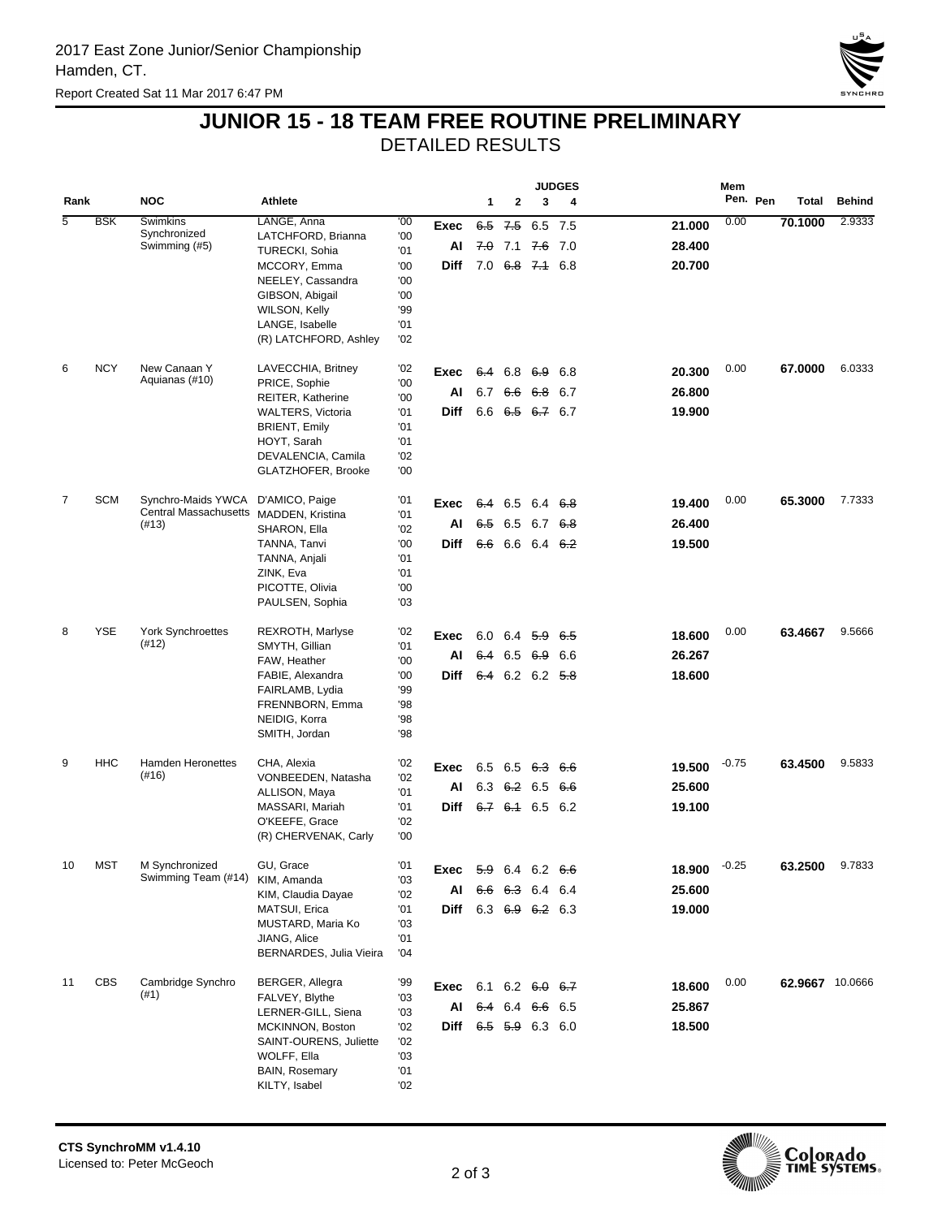2017 East Zone Junior/Senior Championship
Hamden, CT.

Report Created Sat 11 Mar 2017 6:47 PM

# JUNIOR 15 - 18 TEAM FREE ROUTINE PRELIMINARY

## DETAILED RESULTS

| Rank | NOC | | Athlete | | | Judges 1 | 2 | 3 | 4 | | Mem Pen. | Pen | Total | Behind |
|---|---|---|---|---|---|---|---|---|---|---|---|---|---|---|
| 5 | BSK | Swimkins Synchronized Swimming (#5) | LANGE, Anna | '00 | Exec | ~~6.5~~ | ~~7.5~~ | 6.5 | 7.5 | 21.000 | 0.00 | | 70.1000 | 2.9333 |
| | | | LATCHFORD, Brianna | '00 | AI | ~~7.0~~ | 7.1 | ~~7.6~~ | 7.0 | 28.400 | | | | |
| | | | TURECKI, Sohia | '01 | Diff | 7.0 | ~~6.8~~ | ~~7.1~~ | 6.8 | 20.700 | | | | |
| | | | MCCORY, Emma | '00 | | | | | | | | | | |
| | | | NEELEY, Cassandra | '00 | | | | | | | | | | |
| | | | GIBSON, Abigail | '00 | | | | | | | | | | |
| | | | WILSON, Kelly | '99 | | | | | | | | | | |
| | | | LANGE, Isabelle | '01 | | | | | | | | | | |
| | | | (R) LATCHFORD, Ashley | '02 | | | | | | | | | | |
| 6 | NCY | New Canaan Y Aquianas (#10) | LAVECCHIA, Britney | '02 | Exec | ~~6.4~~ | 6.8 | ~~6.9~~ | 6.8 | 20.300 | 0.00 | | 67.0000 | 6.0333 |
| | | | PRICE, Sophie | '00 | AI | 6.7 | ~~6.6~~ | ~~6.8~~ | 6.7 | 26.800 | | | | |
| | | | REITER, Katherine | '00 | Diff | 6.6 | ~~6.5~~ | ~~6.7~~ | 6.7 | 19.900 | | | | |
| | | | WALTERS, Victoria | '01 | | | | | | | | | | |
| | | | BRIENT, Emily | '01 | | | | | | | | | | |
| | | | HOYT, Sarah | '01 | | | | | | | | | | |
| | | | DEVALENCIA, Camila | '02 | | | | | | | | | | |
| | | | GLATZHOFER, Brooke | '00 | | | | | | | | | | |
| 7 | SCM | Synchro-Maids YWCA Central Massachusetts (#13) | D'AMICO, Paige | '01 | Exec | ~~6.4~~ | 6.5 | 6.4 | ~~6.8~~ | 19.400 | 0.00 | | 65.3000 | 7.7333 |
| | | | MADDEN, Kristina | '01 | AI | ~~6.5~~ | 6.5 | 6.7 | ~~6.8~~ | 26.400 | | | | |
| | | | SHARON, Ella | '02 | Diff | ~~6.6~~ | 6.6 | 6.4 | ~~6.2~~ | 19.500 | | | | |
| | | | TANNA, Tanvi | '00 | | | | | | | | | | |
| | | | TANNA, Anjali | '01 | | | | | | | | | | |
| | | | ZINK, Eva | '01 | | | | | | | | | | |
| | | | PICOTTE, Olivia | '00 | | | | | | | | | | |
| | | | PAULSEN, Sophia | '03 | | | | | | | | | | |
| 8 | YSE | York Synchroettes (#12) | REXROTH, Marlyse | '02 | Exec | 6.0 | 6.4 | ~~5.9~~ | ~~6.5~~ | 18.600 | 0.00 | | 63.4667 | 9.5666 |
| | | | SMYTH, Gillian | '01 | AI | ~~6.4~~ | 6.5 | ~~6.9~~ | 6.6 | 26.267 | | | | |
| | | | FAW, Heather | '00 | Diff | ~~6.4~~ | 6.2 | 6.2 | ~~5.8~~ | 18.600 | | | | |
| | | | FABIE, Alexandra | '00 | | | | | | | | | | |
| | | | FAIRLAMB, Lydia | '99 | | | | | | | | | | |
| | | | FRENNBORN, Emma | '98 | | | | | | | | | | |
| | | | NEIDIG, Korra | '98 | | | | | | | | | | |
| | | | SMITH, Jordan | '98 | | | | | | | | | | |
| 9 | HHC | Hamden Heronettes (#16) | CHA, Alexia | '02 | Exec | 6.5 | 6.5 | ~~6.3~~ | ~~6.6~~ | 19.500 | -0.75 | | 63.4500 | 9.5833 |
| | | | VONBEEDEN, Natasha | '02 | AI | 6.3 | ~~6.2~~ | 6.5 | ~~6.6~~ | 25.600 | | | | |
| | | | ALLISON, Maya | '01 | Diff | ~~6.7~~ | ~~6.1~~ | 6.5 | 6.2 | 19.100 | | | | |
| | | | MASSARI, Mariah | '01 | | | | | | | | | | |
| | | | O'KEEFE, Grace | '02 | | | | | | | | | | |
| | | | (R) CHERVENAK, Carly | '00 | | | | | | | | | | |
| 10 | MST | M Synchronized Swimming Team (#14) | GU, Grace | '01 | Exec | ~~5.9~~ | 6.4 | 6.2 | ~~6.6~~ | 18.900 | -0.25 | | 63.2500 | 9.7833 |
| | | | KIM, Amanda | '03 | AI | ~~6.6~~ | ~~6.3~~ | 6.4 | 6.4 | 25.600 | | | | |
| | | | KIM, Claudia Dayae | '02 | Diff | 6.3 | ~~6.9~~ | ~~6.2~~ | 6.3 | 19.000 | | | | |
| | | | MATSUI, Erica | '01 | | | | | | | | | | |
| | | | MUSTARD, Maria Ko | '03 | | | | | | | | | | |
| | | | JIANG, Alice | '01 | | | | | | | | | | |
| | | | BERNARDES, Julia Vieira | '04 | | | | | | | | | | |
| 11 | CBS | Cambridge Synchro (#1) | BERGER, Allegra | '99 | Exec | 6.1 | 6.2 | ~~6.0~~ | ~~6.7~~ | 18.600 | 0.00 | | 62.9667 | 10.0666 |
| | | | FALVEY, Blythe | '03 | AI | ~~6.4~~ | 6.4 | ~~6.6~~ | 6.5 | 25.867 | | | | |
| | | | LERNER-GILL, Siena | '03 | Diff | ~~6.5~~ | ~~5.9~~ | 6.3 | 6.0 | 18.500 | | | | |
| | | | MCKINNON, Boston | '02 | | | | | | | | | | |
| | | | SAINT-OURENS, Juliette | '02 | | | | | | | | | | |
| | | | WOLFF, Ella | '03 | | | | | | | | | | |
| | | | BAIN, Rosemary | '01 | | | | | | | | | | |
| | | | KILTY, Isabel | '02 | | | | | | | | | | |

CTS SynchroMM v1.4.10
Licensed to: Peter McGeoch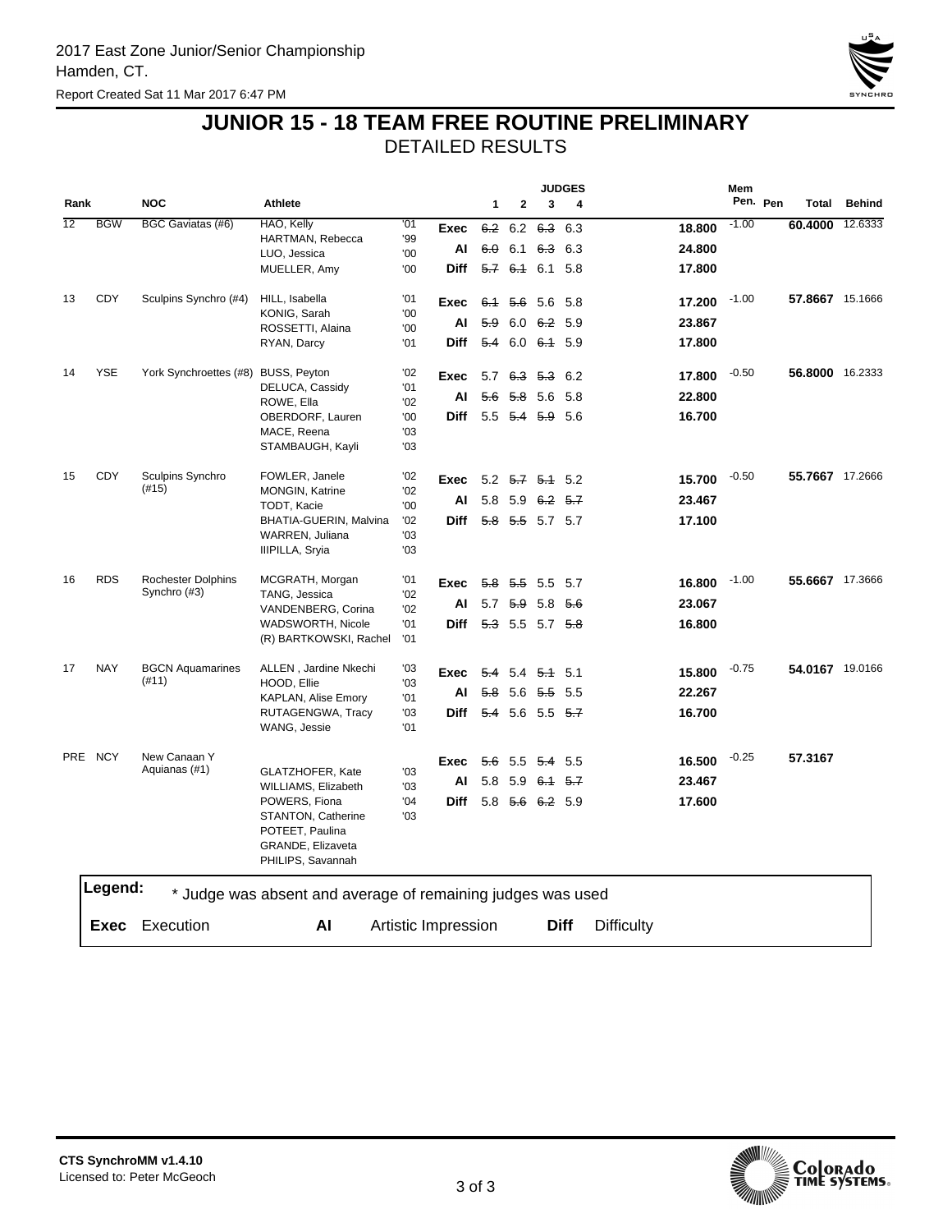2017 East Zone Junior/Senior Championship
Hamden, CT.
Report Created Sat 11 Mar 2017 6:47 PM

# JUNIOR 15 - 18 TEAM FREE ROUTINE PRELIMINARY

## DETAILED RESULTS

| Rank | | NOC | Athlete | | | Judge 1 | Judge 2 | Judge 3 | Judge 4 | | Mem Pen. | Pen | Total | Behind |
|---|---|---|---|---|---|---|---|---|---|---|---|---|---|---|
| 12 | BGW | BGC Gaviatas (#6) | HAO, Kelly | '01 | Exec | ~~6.2~~ | 6.2 | ~~6.3~~ | 6.3 | 18.800 | -1.00 | | 60.4000 | 12.6333 |
| | | | HARTMAN, Rebecca | '99 | AI | ~~6.0~~ | 6.1 | ~~6.3~~ | 6.3 | 24.800 | | | | |
| | | | LUO, Jessica | '00 | Diff | ~~5.7~~ | ~~6.1~~ | 6.1 | 5.8 | 17.800 | | | | |
| | | | MUELLER, Amy | '00 | | | | | | | | | | |
| 13 | CDY | Sculpins Synchro (#4) | HILL, Isabella | '01 | Exec | ~~6.1~~ | ~~5.6~~ | 5.6 | 5.8 | 17.200 | -1.00 | | 57.8667 | 15.1666 |
| | | | KONIG, Sarah | '00 | AI | ~~5.9~~ | 6.0 | ~~6.2~~ | 5.9 | 23.867 | | | | |
| | | | ROSSETTI, Alaina | '00 | Diff | ~~5.4~~ | 6.0 | ~~6.1~~ | 5.9 | 17.800 | | | | |
| | | | RYAN, Darcy | '01 | | | | | | | | | | |
| 14 | YSE | York Synchroettes (#8) | BUSS, Peyton | '02 | Exec | 5.7 | ~~6.3~~ | ~~5.3~~ | 6.2 | 17.800 | -0.50 | | 56.8000 | 16.2333 |
| | | | DELUCA, Cassidy | '01 | AI | ~~5.6~~ | ~~5.8~~ | 5.6 | 5.8 | 22.800 | | | | |
| | | | ROWE, Ella | '02 | Diff | 5.5 | ~~5.4~~ | ~~5.9~~ | 5.6 | 16.700 | | | | |
| | | | OBERDORF, Lauren | '00 | | | | | | | | | | |
| | | | MACE, Reena | '03 | | | | | | | | | | |
| | | | STAMBAUGH, Kayli | '03 | | | | | | | | | | |
| 15 | CDY | Sculpins Synchro (#15) | FOWLER, Janele | '02 | Exec | 5.2 | ~~5.7~~ | ~~5.1~~ | 5.2 | 15.700 | -0.50 | | 55.7667 | 17.2666 |
| | | | MONGIN, Katrine | '02 | AI | 5.8 | 5.9 | ~~6.2~~ | ~~5.7~~ | 23.467 | | | | |
| | | | TODT, Kacie | '00 | Diff | ~~5.8~~ | ~~5.5~~ | 5.7 | 5.7 | 17.100 | | | | |
| | | | BHATIA-GUERIN, Malvina | '02 | | | | | | | | | | |
| | | | WARREN, Juliana | '03 | | | | | | | | | | |
| | | | IIIPILLA, Sryia | '03 | | | | | | | | | | |
| 16 | RDS | Rochester Dolphins Synchro (#3) | MCGRATH, Morgan | '01 | Exec | ~~5.8~~ | ~~5.5~~ | 5.5 | 5.7 | 16.800 | -1.00 | | 55.6667 | 17.3666 |
| | | | TANG, Jessica | '02 | AI | 5.7 | ~~5.9~~ | 5.8 | ~~5.6~~ | 23.067 | | | | |
| | | | VANDENBERG, Corina | '02 | Diff | ~~5.3~~ | 5.5 | 5.7 | ~~5.8~~ | 16.800 | | | | |
| | | | WADSWORTH, Nicole | '01 | | | | | | | | | | |
| | | | (R) BARTKOWSKI, Rachel | '01 | | | | | | | | | | |
| 17 | NAY | BGCN Aquamarines (#11) | ALLEN , Jardine Nkechi | '03 | Exec | ~~5.4~~ | 5.4 | ~~5.1~~ | 5.1 | 15.800 | -0.75 | | 54.0167 | 19.0166 |
| | | | HOOD, Ellie | '03 | AI | ~~5.8~~ | 5.6 | ~~5.5~~ | 5.5 | 22.267 | | | | |
| | | | KAPLAN, Alise Emory | '01 | Diff | ~~5.4~~ | 5.6 | 5.5 | ~~5.7~~ | 16.700 | | | | |
| | | | RUTAGENGWA, Tracy | '03 | | | | | | | | | | |
| | | | WANG, Jessie | '01 | | | | | | | | | | |
| PRE | NCY | New Canaan Y Aquianas (#1) | GLATZHOFER, Kate | '03 | Exec | ~~5.6~~ | 5.5 | ~~5.4~~ | 5.5 | 16.500 | -0.25 | | 57.3167 | |
| | | | WILLIAMS, Elizabeth | '03 | AI | 5.8 | 5.9 | ~~6.1~~ | ~~5.7~~ | 23.467 | | | | |
| | | | POWERS, Fiona | '04 | Diff | 5.8 | ~~5.6~~ | ~~6.2~~ | 5.9 | 17.600 | | | | |
| | | | STANTON, Catherine | '03 | | | | | | | | | | |
| | | | POTEET, Paulina | | | | | | | | | | | |
| | | | GRANDE, Elizaveta | | | | | | | | | | | |
| | | | PHILIPS, Savannah | | | | | | | | | | | |

**Legend:** * Judge was absent and average of remaining judges was used

**Exec** Execution **AI** Artistic Impression **Diff** Difficulty

**CTS SynchroMM v1.4.10**
Licensed to: Peter McGeoch